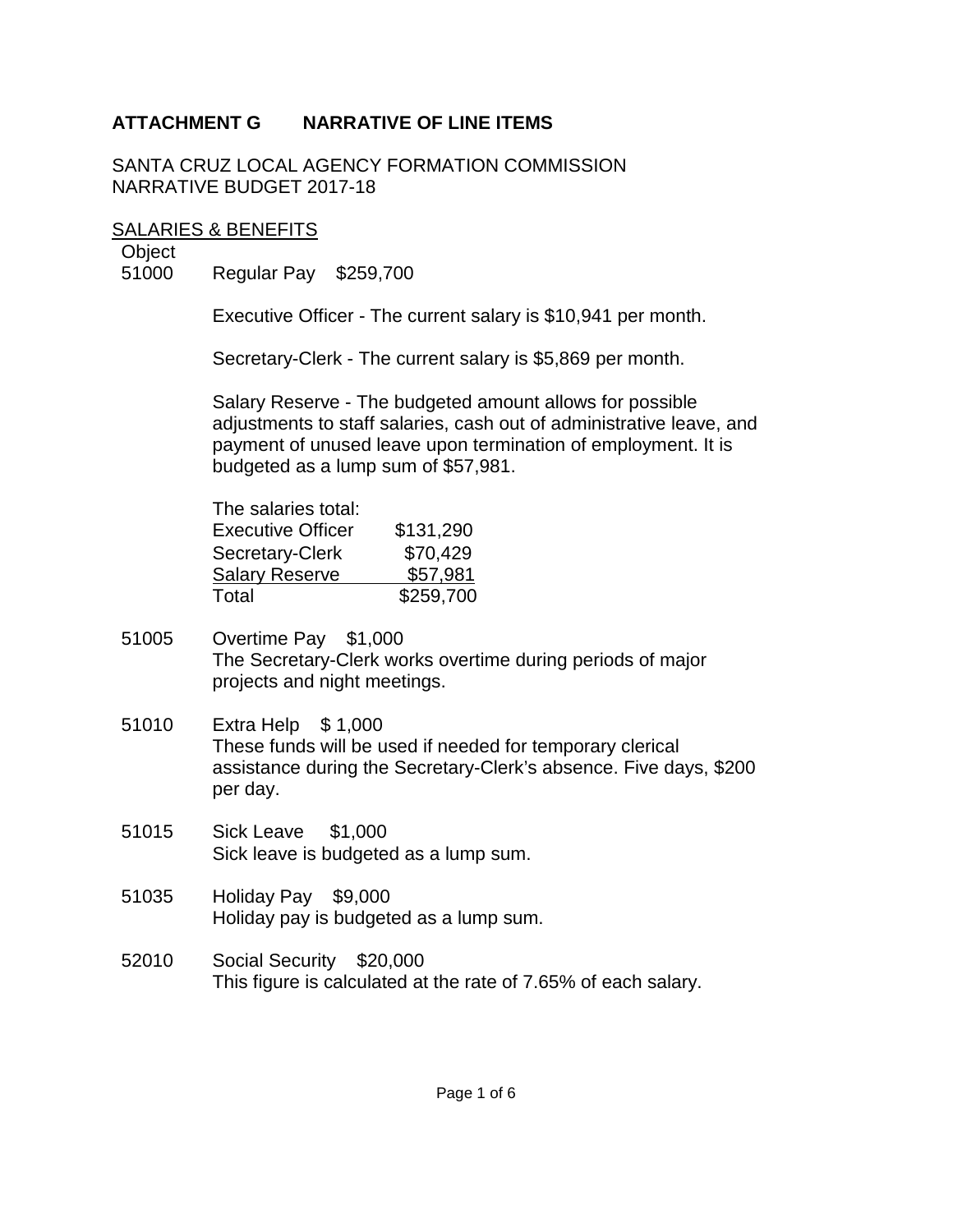## ATTACHMENT G NARRATIVE OF LINE ITEMS

SANTA CRUZ LOCAL AGENCY FORMATION COMMISSION
NARRATIVE BUDGET 2017-18

<u>SALARIES & BENEFITS</u>

Object

**51000** Regular Pay $259,700

Executive Officer - The current salary is $10,941 per month.

Secretary-Clerk - The current salary is $5,869 per month.

Salary Reserve - The budgeted amount allows for possible adjustments to staff salaries, cash out of administrative leave, and payment of unused leave upon termination of employment. It is budgeted as a lump sum of $57,981.

The salaries total:

| | |
|---|---|
| Executive Officer | $131,290 |
| Secretary-Clerk | $70,429 |
| Salary Reserve | $57,981 |
| Total | $259,700 |

**51005** Overtime Pay $1,000
The Secretary-Clerk works overtime during periods of major projects and night meetings.

**51010** Extra Help $ 1,000
These funds will be used if needed for temporary clerical assistance during the Secretary-Clerk's absence. Five days, $200 per day.

**51015** Sick Leave $1,000
Sick leave is budgeted as a lump sum.

**51035** Holiday Pay $9,000
Holiday pay is budgeted as a lump sum.

**52010** Social Security $20,000
This figure is calculated at the rate of 7.65% of each salary.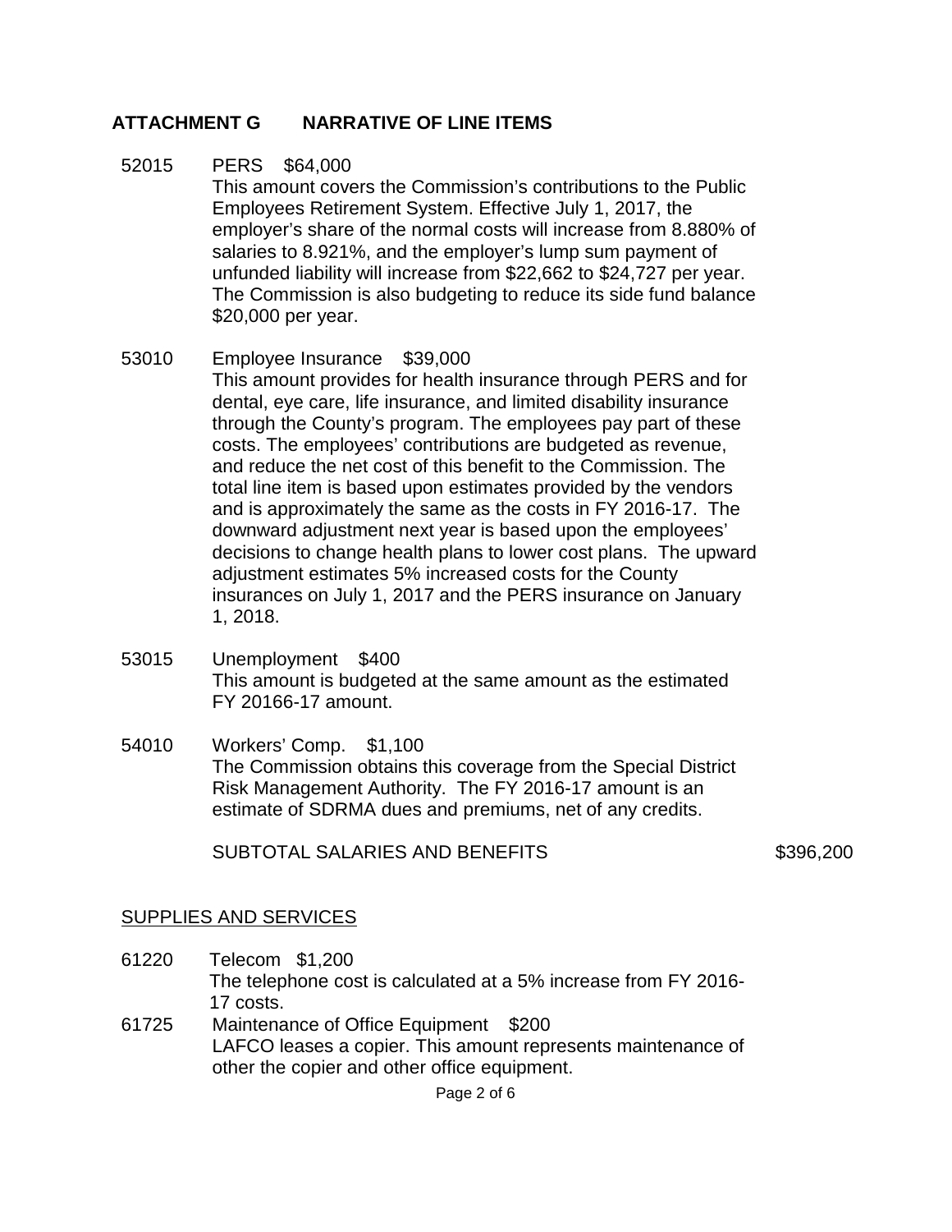## ATTACHMENT G NARRATIVE OF LINE ITEMS

52015 PERS $64,000

This amount covers the Commission's contributions to the Public Employees Retirement System. Effective July 1, 2017, the employer's share of the normal costs will increase from 8.880% of salaries to 8.921%, and the employer's lump sum payment of unfunded liability will increase from $22,662 to $24,727 per year. The Commission is also budgeting to reduce its side fund balance $20,000 per year.

53010 Employee Insurance $39,000

This amount provides for health insurance through PERS and for dental, eye care, life insurance, and limited disability insurance through the County's program. The employees pay part of these costs. The employees' contributions are budgeted as revenue, and reduce the net cost of this benefit to the Commission. The total line item is based upon estimates provided by the vendors and is approximately the same as the costs in FY 2016-17. The downward adjustment next year is based upon the employees' decisions to change health plans to lower cost plans. The upward adjustment estimates 5% increased costs for the County insurances on July 1, 2017 and the PERS insurance on January 1, 2018.

53015 Unemployment $400

This amount is budgeted at the same amount as the estimated FY 20166-17 amount.

54010 Workers' Comp. $1,100

The Commission obtains this coverage from the Special District Risk Management Authority. The FY 2016-17 amount is an estimate of SDRMA dues and premiums, net of any credits.

SUBTOTAL SALARIES AND BENEFITS $396,200

### SUPPLIES AND SERVICES

61220 Telecom $1,200

The telephone cost is calculated at a 5% increase from FY 2016-17 costs.

61725 Maintenance of Office Equipment $200

LAFCO leases a copier. This amount represents maintenance of other the copier and other office equipment.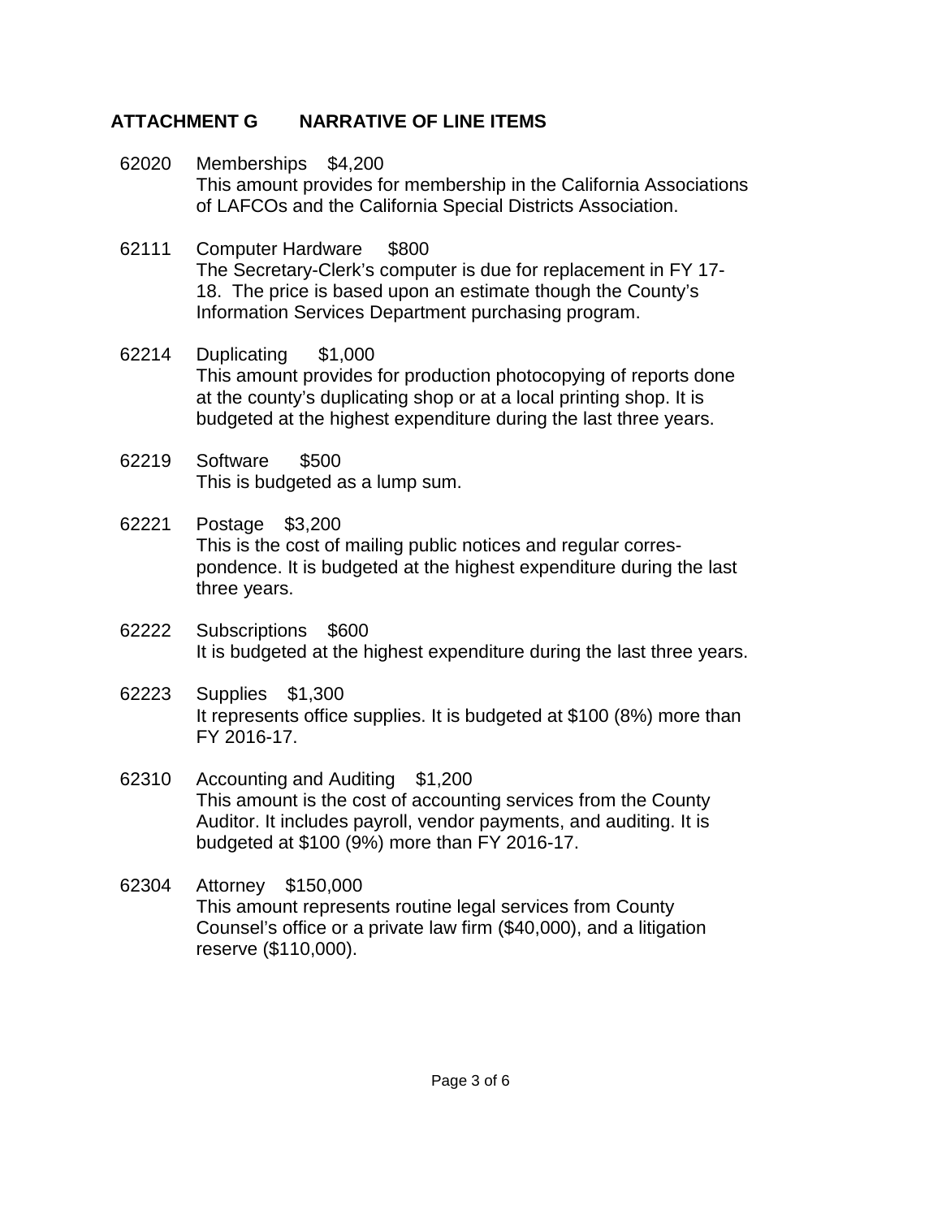## ATTACHMENT G NARRATIVE OF LINE ITEMS

62020 Memberships $4,200
This amount provides for membership in the California Associations of LAFCOs and the California Special Districts Association.

62111 Computer Hardware $800
The Secretary-Clerk's computer is due for replacement in FY 17-18. The price is based upon an estimate though the County's Information Services Department purchasing program.

62214 Duplicating $1,000
This amount provides for production photocopying of reports done at the county's duplicating shop or at a local printing shop. It is budgeted at the highest expenditure during the last three years.

62219 Software $500
This is budgeted as a lump sum.

62221 Postage $3,200
This is the cost of mailing public notices and regular correspondence. It is budgeted at the highest expenditure during the last three years.

62222 Subscriptions $600
It is budgeted at the highest expenditure during the last three years.

62223 Supplies $1,300
It represents office supplies. It is budgeted at $100 (8%) more than FY 2016-17.

62310 Accounting and Auditing $1,200
This amount is the cost of accounting services from the County Auditor. It includes payroll, vendor payments, and auditing. It is budgeted at $100 (9%) more than FY 2016-17.

62304 Attorney $150,000
This amount represents routine legal services from County Counsel's office or a private law firm ($40,000), and a litigation reserve ($110,000).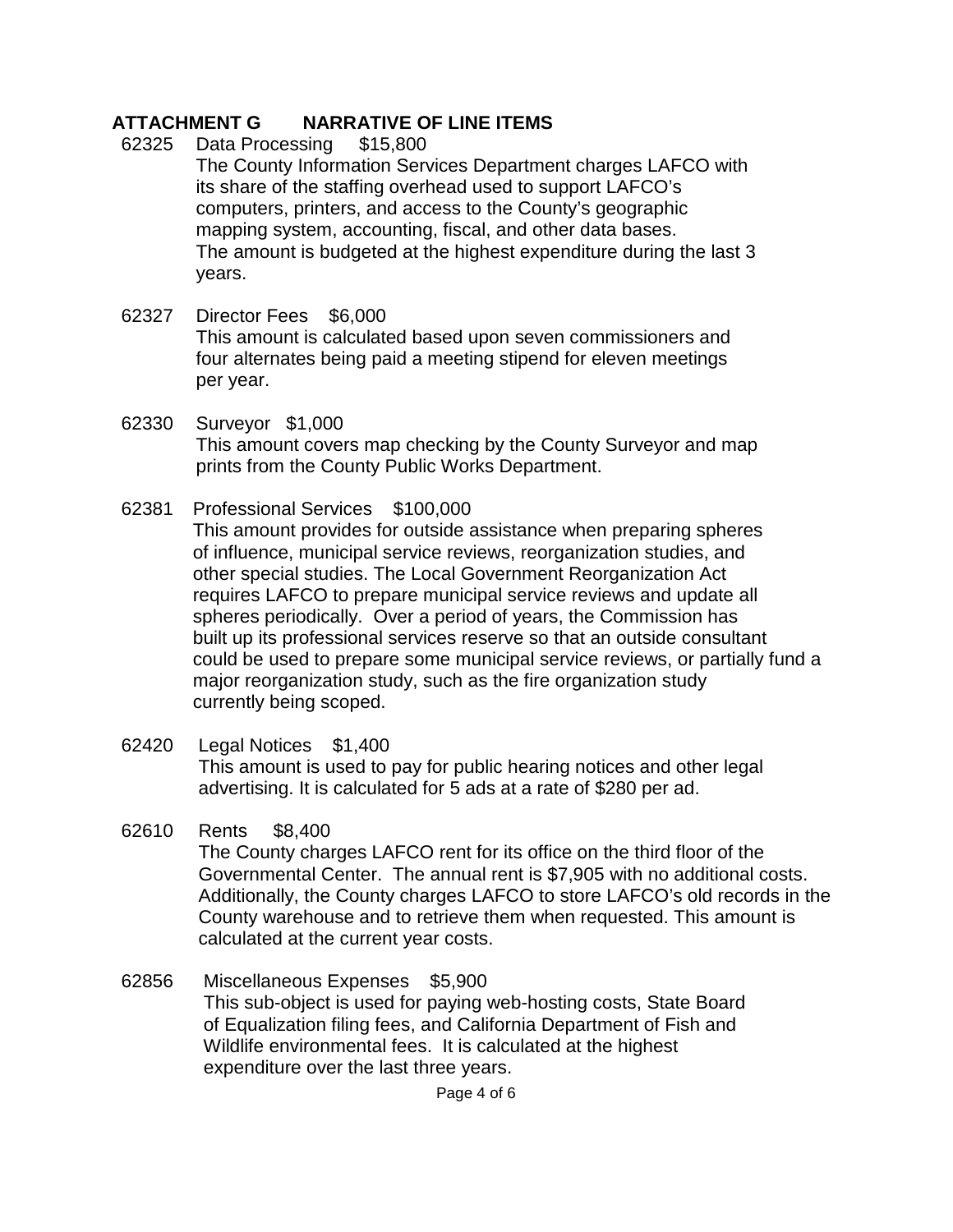## ATTACHMENT G NARRATIVE OF LINE ITEMS

**62325 Data Processing $15,800**

The County Information Services Department charges LAFCO with its share of the staffing overhead used to support LAFCO's computers, printers, and access to the County's geographic mapping system, accounting, fiscal, and other data bases. The amount is budgeted at the highest expenditure during the last 3 years.

**62327 Director Fees $6,000**

This amount is calculated based upon seven commissioners and four alternates being paid a meeting stipend for eleven meetings per year.

**62330 Surveyor $1,000**

This amount covers map checking by the County Surveyor and map prints from the County Public Works Department.

**62381 Professional Services $100,000**

This amount provides for outside assistance when preparing spheres of influence, municipal service reviews, reorganization studies, and other special studies. The Local Government Reorganization Act requires LAFCO to prepare municipal service reviews and update all spheres periodically. Over a period of years, the Commission has built up its professional services reserve so that an outside consultant could be used to prepare some municipal service reviews, or partially fund a major reorganization study, such as the fire organization study currently being scoped.

**62420 Legal Notices $1,400**

This amount is used to pay for public hearing notices and other legal advertising. It is calculated for 5 ads at a rate of $280 per ad.

**62610 Rents $8,400**

The County charges LAFCO rent for its office on the third floor of the Governmental Center. The annual rent is $7,905 with no additional costs. Additionally, the County charges LAFCO to store LAFCO's old records in the County warehouse and to retrieve them when requested. This amount is calculated at the current year costs.

**62856 Miscellaneous Expenses $5,900**

This sub-object is used for paying web-hosting costs, State Board of Equalization filing fees, and California Department of Fish and Wildlife environmental fees. It is calculated at the highest expenditure over the last three years.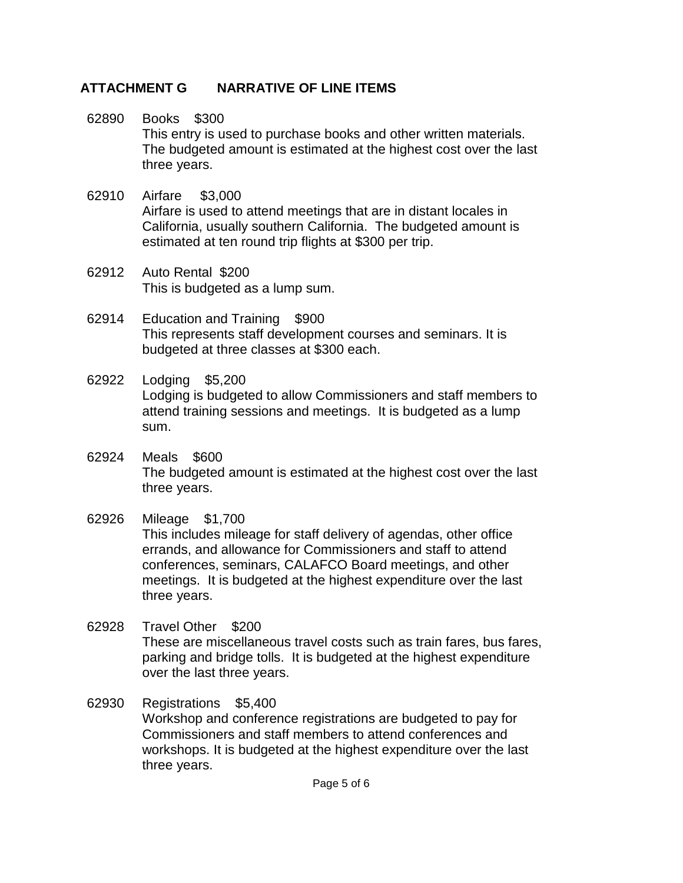## ATTACHMENT G NARRATIVE OF LINE ITEMS

**62890 Books $300**
This entry is used to purchase books and other written materials. The budgeted amount is estimated at the highest cost over the last three years.

**62910 Airfare $3,000**
Airfare is used to attend meetings that are in distant locales in California, usually southern California. The budgeted amount is estimated at ten round trip flights at $300 per trip.

**62912 Auto Rental $200**
This is budgeted as a lump sum.

**62914 Education and Training $900**
This represents staff development courses and seminars. It is budgeted at three classes at $300 each.

**62922 Lodging $5,200**
Lodging is budgeted to allow Commissioners and staff members to attend training sessions and meetings. It is budgeted as a lump sum.

**62924 Meals $600**
The budgeted amount is estimated at the highest cost over the last three years.

**62926 Mileage $1,700**
This includes mileage for staff delivery of agendas, other office errands, and allowance for Commissioners and staff to attend conferences, seminars, CALAFCO Board meetings, and other meetings. It is budgeted at the highest expenditure over the last three years.

**62928 Travel Other $200**
These are miscellaneous travel costs such as train fares, bus fares, parking and bridge tolls. It is budgeted at the highest expenditure over the last three years.

**62930 Registrations $5,400**
Workshop and conference registrations are budgeted to pay for Commissioners and staff members to attend conferences and workshops. It is budgeted at the highest expenditure over the last three years.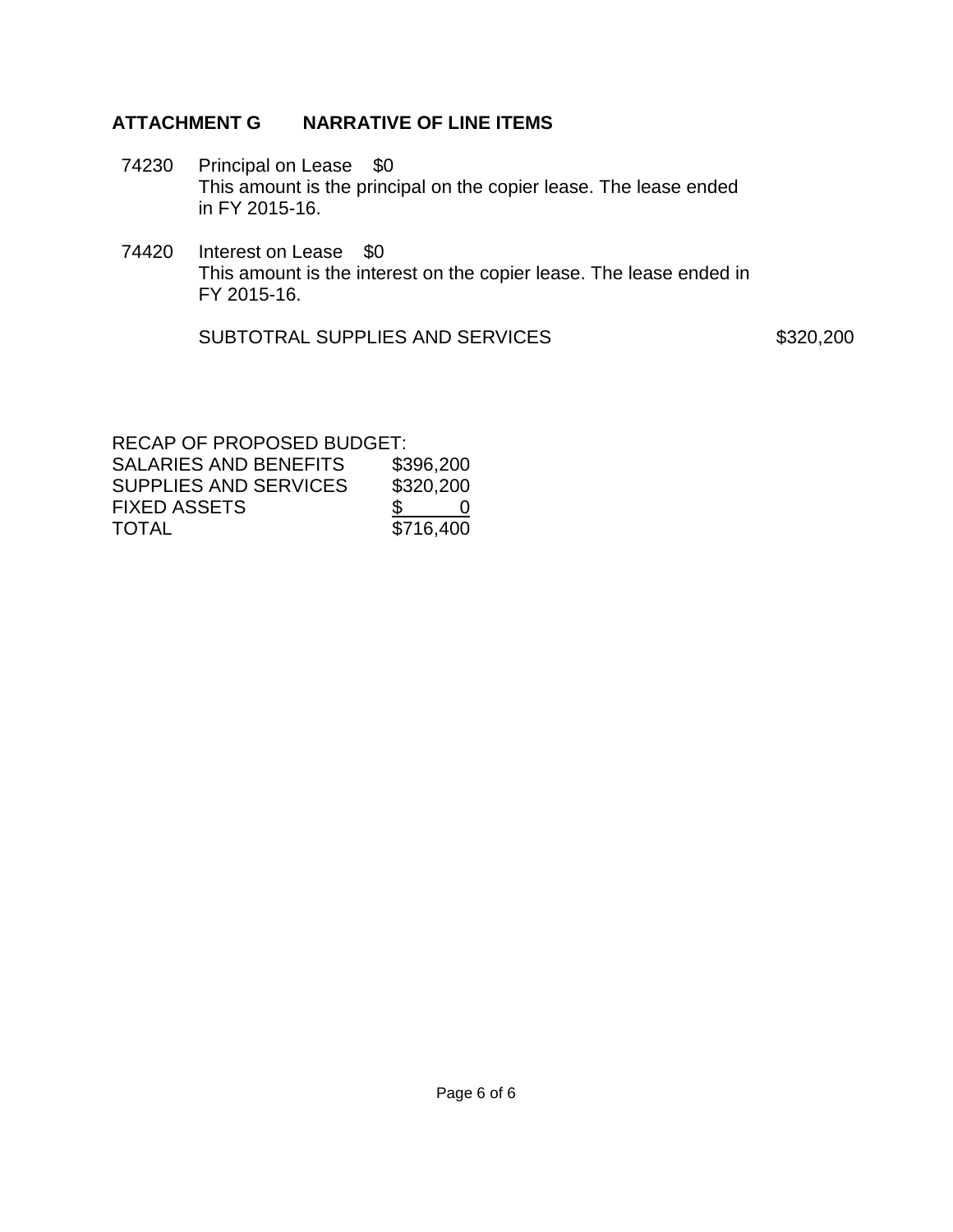## ATTACHMENT G NARRATIVE OF LINE ITEMS

74230 Principal on Lease $0
This amount is the principal on the copier lease. The lease ended in FY 2015-16.

74420 Interest on Lease $0
This amount is the interest on the copier lease. The lease ended in FY 2015-16.

SUBTOTRAL SUPPLIES AND SERVICES $320,200

RECAP OF PROPOSED BUDGET:

| | |
|---|---|
| SALARIES AND BENEFITS | $396,200 |
| SUPPLIES AND SERVICES | $320,200 |
| FIXED ASSETS | $ 0 |
| TOTAL | $716,400 |